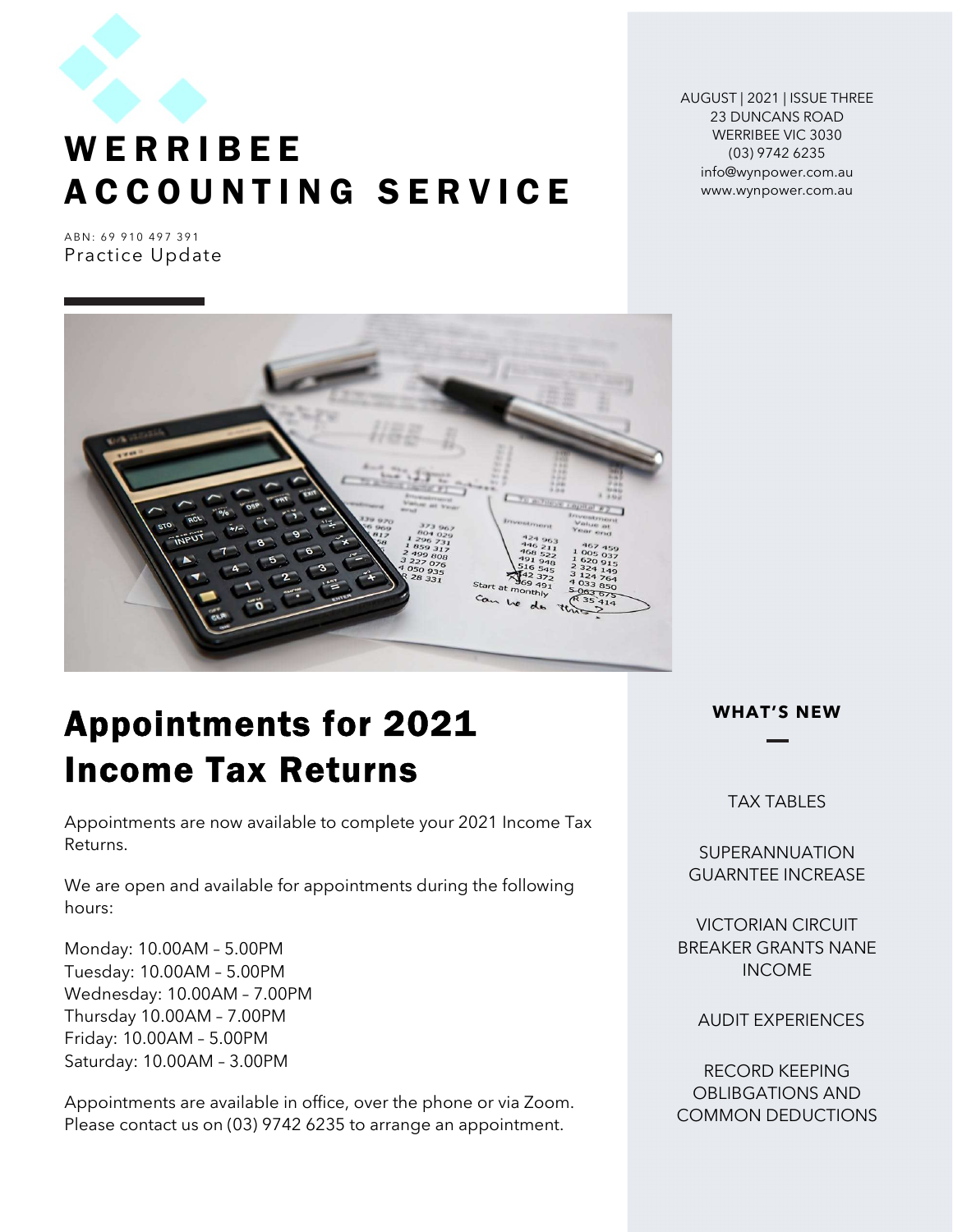# WERRIBEE ACCOUNTING SERVICE

ABN: 69 910 497 391
Practice Update

AUGUST | 2021 | ISSUE THREE
23 DUNCANS ROAD
WERRIBEE VIC 3030
(03) 9742 6235
info@wynpower.com.au
www.wynpower.com.au

## Appointments for 2021 Income Tax Returns

Appointments are now available to complete your 2021 Income Tax Returns.

We are open and available for appointments during the following hours:

Monday: 10.00AM – 5.00PM
Tuesday: 10.00AM – 5.00PM
Wednesday: 10.00AM – 7.00PM
Thursday 10.00AM – 7.00PM
Friday: 10.00AM – 5.00PM
Saturday: 10.00AM – 3.00PM

Appointments are available in office, over the phone or via Zoom. Please contact us on (03) 9742 6235 to arrange an appointment.

### WHAT'S NEW

TAX TABLES

SUPERANNUATION GUARNTEE INCREASE

VICTORIAN CIRCUIT BREAKER GRANTS NANE INCOME

AUDIT EXPERIENCES

RECORD KEEPING OBLIBGATIONS AND COMMON DEDUCTIONS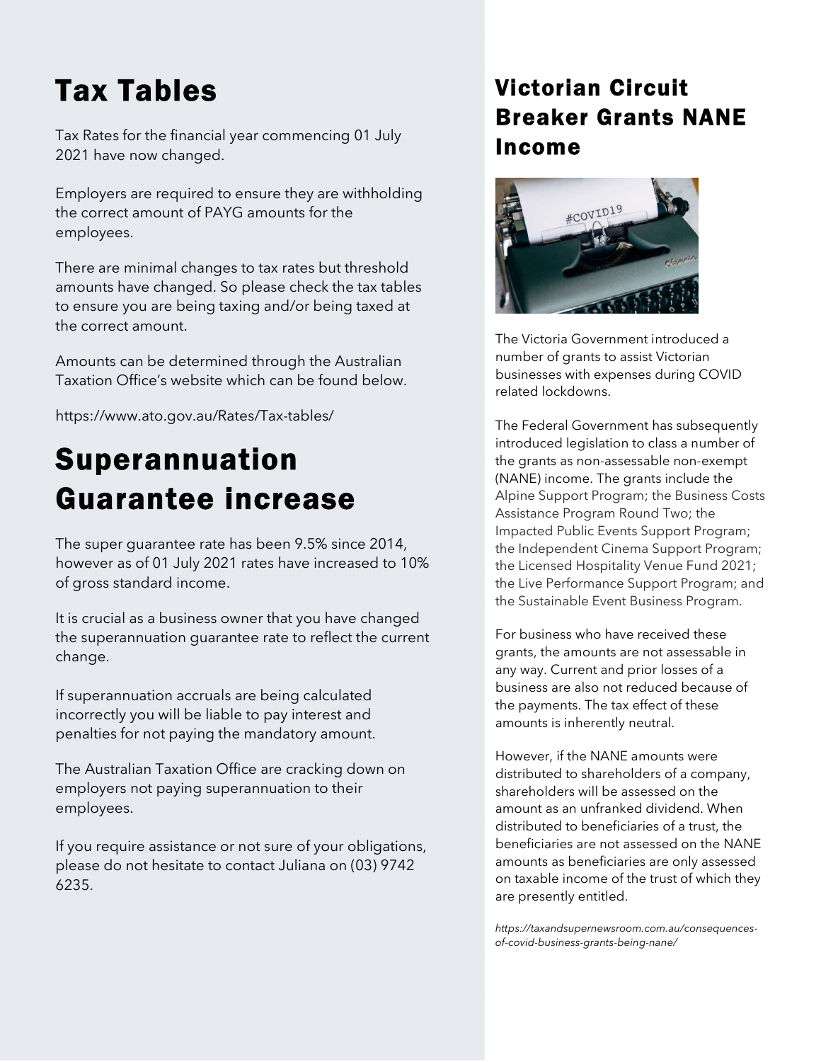# Tax Tables

Tax Rates for the financial year commencing 01 July 2021 have now changed.

Employers are required to ensure they are withholding the correct amount of PAYG amounts for the employees.

There are minimal changes to tax rates but threshold amounts have changed. So please check the tax tables to ensure you are being taxing and/or being taxed at the correct amount.

Amounts can be determined through the Australian Taxation Office's website which can be found below.

https://www.ato.gov.au/Rates/Tax-tables/

# Superannuation Guarantee increase

The super guarantee rate has been 9.5% since 2014, however as of 01 July 2021 rates have increased to 10% of gross standard income.

It is crucial as a business owner that you have changed the superannuation guarantee rate to reflect the current change.

If superannuation accruals are being calculated incorrectly you will be liable to pay interest and penalties for not paying the mandatory amount.

The Australian Taxation Office are cracking down on employers not paying superannuation to their employees.

If you require assistance or not sure of your obligations, please do not hesitate to contact Juliana on (03) 9742 6235.

# Victorian Circuit Breaker Grants NANE Income

The Victoria Government introduced a number of grants to assist Victorian businesses with expenses during COVID related lockdowns.

The Federal Government has subsequently introduced legislation to class a number of the grants as non-assessable non-exempt (NANE) income. The grants include the Alpine Support Program; the Business Costs Assistance Program Round Two; the Impacted Public Events Support Program; the Independent Cinema Support Program; the Licensed Hospitality Venue Fund 2021; the Live Performance Support Program; and the Sustainable Event Business Program.

For business who have received these grants, the amounts are not assessable in any way. Current and prior losses of a business are also not reduced because of the payments. The tax effect of these amounts is inherently neutral.

However, if the NANE amounts were distributed to shareholders of a company, shareholders will be assessed on the amount as an unfranked dividend. When distributed to beneficiaries of a trust, the beneficiaries are not assessed on the NANE amounts as beneficiaries are only assessed on taxable income of the trust of which they are presently entitled.

*https://taxandsupernewsroom.com.au/consequences-of-covid-business-grants-being-nane/*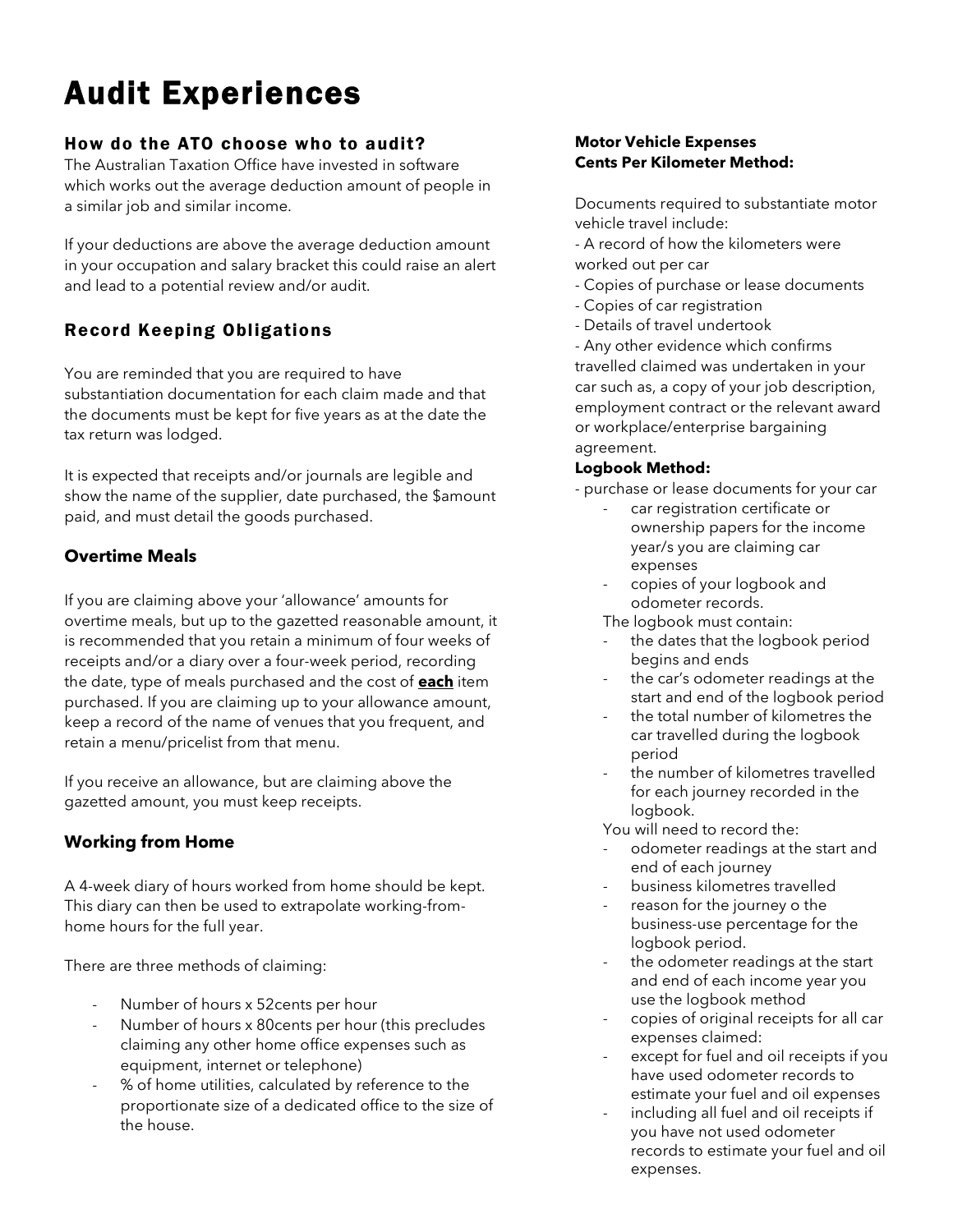# Audit Experiences

### How do the ATO choose who to audit?

The Australian Taxation Office have invested in software which works out the average deduction amount of people in a similar job and similar income.

If your deductions are above the average deduction amount in your occupation and salary bracket this could raise an alert and lead to a potential review and/or audit.

### Record Keeping Obligations

You are reminded that you are required to have substantiation documentation for each claim made and that the documents must be kept for five years as at the date the tax return was lodged.

It is expected that receipts and/or journals are legible and show the name of the supplier, date purchased, the $amount paid, and must detail the goods purchased.

### Overtime Meals

If you are claiming above your 'allowance' amounts for overtime meals, but up to the gazetted reasonable amount, it is recommended that you retain a minimum of four weeks of receipts and/or a diary over a four-week period, recording the date, type of meals purchased and the cost of **each** item purchased. If you are claiming up to your allowance amount, keep a record of the name of venues that you frequent, and retain a menu/pricelist from that menu.

If you receive an allowance, but are claiming above the gazetted amount, you must keep receipts.

### Working from Home

A 4-week diary of hours worked from home should be kept. This diary can then be used to extrapolate working-from-home hours for the full year.

There are three methods of claiming:

- Number of hours x 52cents per hour
- Number of hours x 80cents per hour (this precludes claiming any other home office expenses such as equipment, internet or telephone)
- % of home utilities, calculated by reference to the proportionate size of a dedicated office to the size of the house.

**Motor Vehicle Expenses**
**Cents Per Kilometer Method:**

Documents required to substantiate motor vehicle travel include:
- A record of how the kilometers were worked out per car
- Copies of purchase or lease documents
- Copies of car registration
- Details of travel undertook
- Any other evidence which confirms travelled claimed was undertaken in your car such as, a copy of your job description, employment contract or the relevant award or workplace/enterprise bargaining agreement.

**Logbook Method:**

- purchase or lease documents for your car
  - car registration certificate or ownership papers for the income year/s you are claiming car expenses
  - copies of your logbook and odometer records.

  The logbook must contain:
  - the dates that the logbook period begins and ends
  - the car's odometer readings at the start and end of the logbook period
  - the total number of kilometres the car travelled during the logbook period
  - the number of kilometres travelled for each journey recorded in the logbook.

  You will need to record the:
  - odometer readings at the start and end of each journey
  - business kilometres travelled
  - reason for the journey o the business-use percentage for the logbook period.
  - the odometer readings at the start and end of each income year you use the logbook method
  - copies of original receipts for all car expenses claimed:
  - except for fuel and oil receipts if you have used odometer records to estimate your fuel and oil expenses
  - including all fuel and oil receipts if you have not used odometer records to estimate your fuel and oil expenses.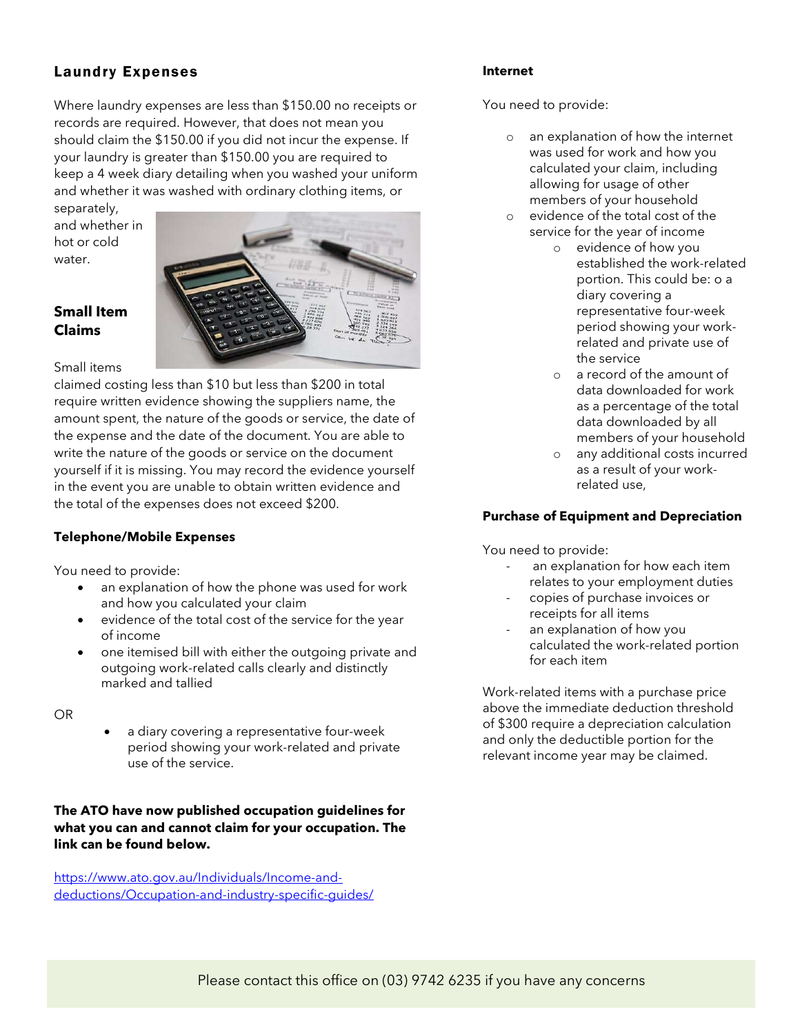## Laundry Expenses

Where laundry expenses are less than $150.00 no receipts or records are required. However, that does not mean you should claim the $150.00 if you did not incur the expense. If your laundry is greater than $150.00 you are required to keep a 4 week diary detailing when you washed your uniform and whether it was washed with ordinary clothing items, or separately, and whether in hot or cold water.

### Small Item Claims

Small items claimed costing less than $10 but less than $200 in total require written evidence showing the suppliers name, the amount spent, the nature of the goods or service, the date of the expense and the date of the document. You are able to write the nature of the goods or service on the document yourself if it is missing. You may record the evidence yourself in the event you are unable to obtain written evidence and the total of the expenses does not exceed $200.

### Telephone/Mobile Expenses

You need to provide:

- an explanation of how the phone was used for work and how you calculated your claim
- evidence of the total cost of the service for the year of income
- one itemised bill with either the outgoing private and outgoing work-related calls clearly and distinctly marked and tallied

OR

- a diary covering a representative four-week period showing your work-related and private use of the service.

**The ATO have now published occupation guidelines for what you can and cannot claim for your occupation. The link can be found below.**

https://www.ato.gov.au/Individuals/Income-and-deductions/Occupation-and-industry-specific-guides/

### Internet

You need to provide:

- an explanation of how the internet was used for work and how you calculated your claim, including allowing for usage of other members of your household
- evidence of the total cost of the service for the year of income
  - evidence of how you established the work-related portion. This could be: o a diary covering a representative four-week period showing your work-related and private use of the service
  - a record of the amount of data downloaded for work as a percentage of the total data downloaded by all members of your household
  - any additional costs incurred as a result of your work-related use,

### Purchase of Equipment and Depreciation

You need to provide:

- an explanation for how each item relates to your employment duties
- copies of purchase invoices or receipts for all items
- an explanation of how you calculated the work-related portion for each item

Work-related items with a purchase price above the immediate deduction threshold of $300 require a depreciation calculation and only the deductible portion for the relevant income year may be claimed.

Please contact this office on (03) 9742 6235 if you have any concerns